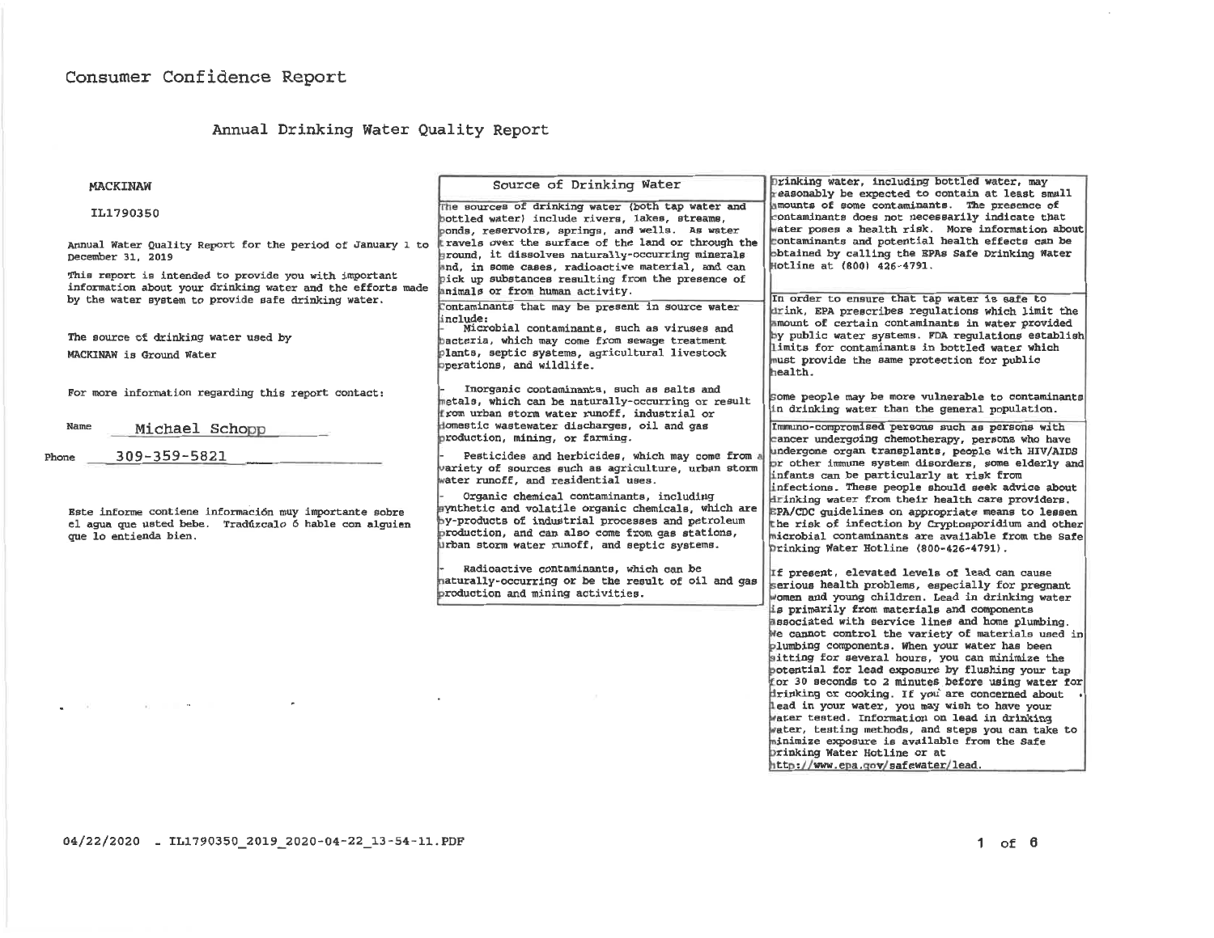# Consumer Confidence Report

## Annual Drinking Water Quality Report

MACKINAW

IL1790350

Annual Water Quality Report for the period of January 1 to December 31, 2019

This report is intended to provide you with important information about your drinking water and the efforts made by the water system to provide safe drinking water.

The source of drinking water used by MACKINAW is Ground Water

For more information regarding this report contact:

Name Michael Schopp

Phone 309-359-5821

Este informe contiene información muy importante sobre el agua que usted bebe. Tradúzcalo ó hable con alguien que lo entienda bien.

### Source of Drinking Water

The sources of drinking water (both tap water and bottled water) include rivers, lakes, streams, ponds, reservoirs, springs, and wells. As water travels over the surface of the land or through the ground, it dissolves naturally-occurring minerals and, in some cases, radioactive material, and can pick up substances resulting from the presence of animals or from human activity.

Contaminants that may be present in source water include:

- Microbial contaminants, such as viruses and bacteria, which may come from sewage treatment plants, septic systems, agricultural livestock operations, and wildlife.
- Inorganic contaminants, such as salts and metals, which can be naturally-occurring or result from urban storm water runoff, industrial or domestic wastewater discharges, oil and gas production, mining, or farming.
- Pesticides and herbicides, which may come from a variety of sources such as agriculture, urban storm water runoff, and residential uses.
- Organic chemical contaminants, including synthetic and volatile organic chemicals, which are by-products of industrial processes and petroleum production, and can also come from gas stations, urban storm water runoff, and septic systems.
- Radioactive contaminants, which can be naturally-occurring or be the result of oil and gas production and mining activities.

Drinking water, including bottled water, may reasonably be expected to contain at least small amounts of some contaminants. The presence of contaminants does not necessarily indicate that water poses a health risk. More information about contaminants and potential health effects can be obtained by calling the EPAs Safe Drinking Water Hotline at (800) 426-4791.

In order to ensure that tap water is safe to drink, EPA prescribes regulations which limit the amount of certain contaminants in water provided by public water systems. FDA regulations establish limits for contaminants in bottled water which must provide the same protection for public health.

Some people may be more vulnerable to contaminants in drinking water than the general population. Immuno-compromised persons such as persons with cancer undergoing chemotherapy, persons who have undergone organ transplants, people with HIV/AIDS or other immune system disorders, some elderly and infants can be particularly at risk from infections. These people should seek advice about drinking water from their health care providers. EPA/CDC guidelines on appropriate means to lessen the risk of infection by Cryptosporidium and other microbial contaminants are available from the Safe Drinking Water Hotline (800-426-4791).

If present, elevated levels of lead can cause serious health problems, especially for pregnant women and young children. Lead in drinking water is primarily from materials and components associated with service lines and home plumbing. We cannot control the variety of materials used in plumbing components. When your water has been sitting for several hours, you can minimize the potential for lead exposure by flushing your tap for 30 seconds to 2 minutes before using water for drinking or cooking. If you are concerned about lead in your water, you may wish to have your water tested. Information on lead in drinking water, testing methods, and steps you can take to minimize exposure is available from the Safe Drinking Water Hotline or at http://www.epa.gov/safewater/lead.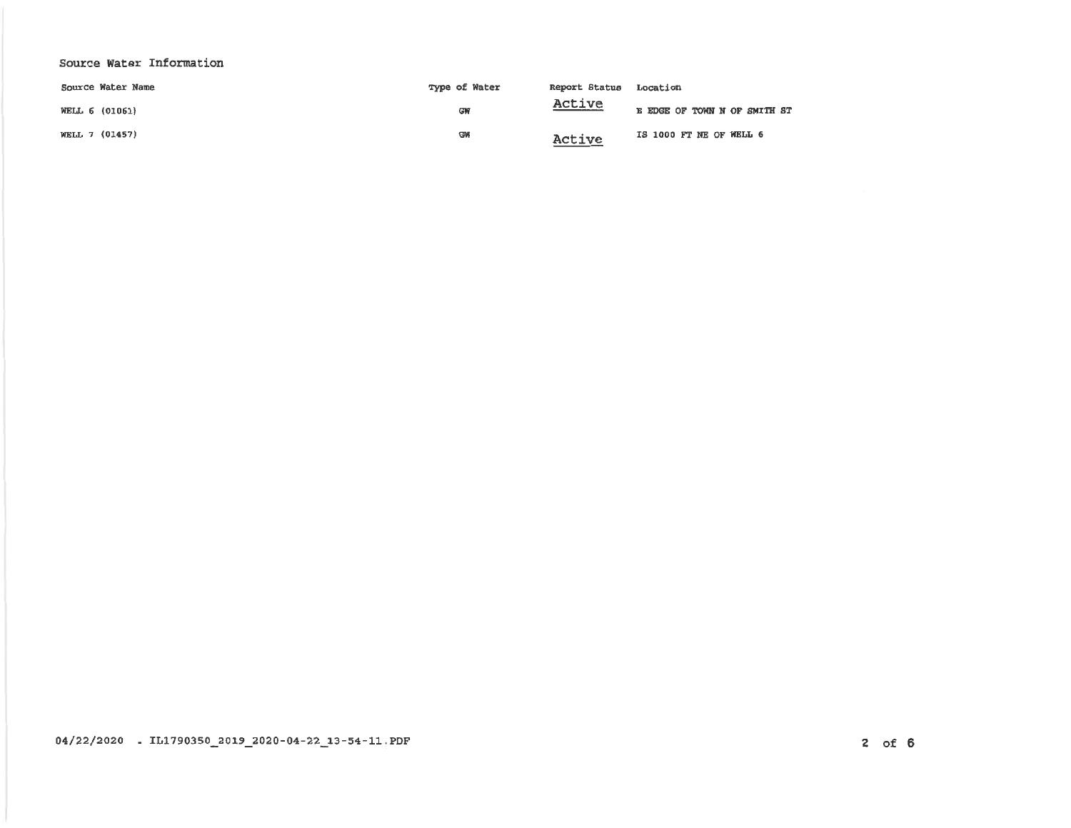## Source Water Information

| Source Water Name | Type of Water | Report Status | Location |
| --- | --- | --- | --- |
| WELL 6 (01061) | GW | Active | E EDGE OF TOWN N OF SMITH ST |
| WELL 7 (01457) | GW | Active | IS 1000 FT NE OF WELL 6 |

04/22/2020 - IL1790350_2019_2020-04-22_13-54-11.PDF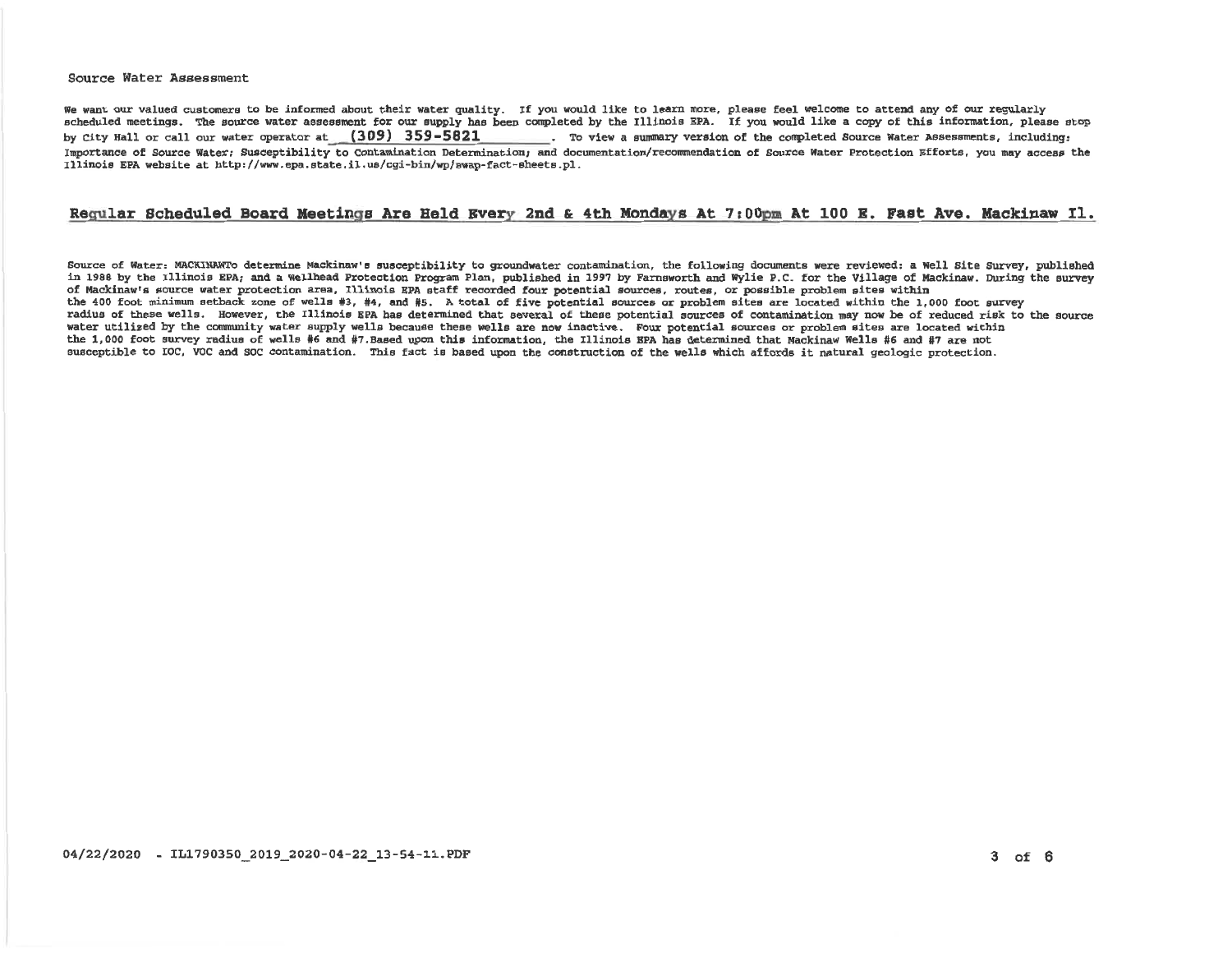## Source Water Assessment

We want our valued customers to be informed about their water quality. If you would like to learn more, please feel welcome to attend any of our regularly scheduled meetings. The source water assessment for our supply has been completed by the Illinois EPA. If you would like a copy of this information, please stop by City Hall or call our water operator at **(309) 359-5821** . To view a summary version of the completed Source Water Assessments, including: Importance of Source Water; Susceptibility to Contamination Determination; and documentation/recommendation of Source Water Protection Efforts, you may access the Illinois EPA website at http://www.epa.state.il.us/cgi-bin/wp/swap-fact-sheets.pl.

## Regular Scheduled Board Meetings Are Held Every 2nd & 4th Mondays At 7:00pm At 100 E. Fast Ave. Mackinaw Il.

Source of Water: MACKINAWTo determine Mackinaw's susceptibility to groundwater contamination, the following documents were reviewed: a Well Site Survey, published in 1988 by the Illinois EPA; and a Wellhead Protection Program Plan, published in 1997 by Farnsworth and Wylie P.C. for the Village of Mackinaw. During the survey of Mackinaw's source water protection area, Illinois EPA staff recorded four potential sources, routes, or possible problem sites within the 400 foot minimum setback zone of wells #3, #4, and #5. A total of five potential sources or problem sites are located within the 1,000 foot survey radius of these wells. However, the Illinois EPA has determined that several of these potential sources of contamination may now be of reduced risk to the source water utilized by the community water supply wells because these wells are now inactive. Four potential sources or problem sites are located within the 1,000 foot survey radius of wells #6 and #7.Based upon this information, the Illinois EPA has determined that Mackinaw Wells #6 and #7 are not susceptible to IOC, VOC and SOC contamination. This fact is based upon the construction of the wells which affords it natural geologic protection.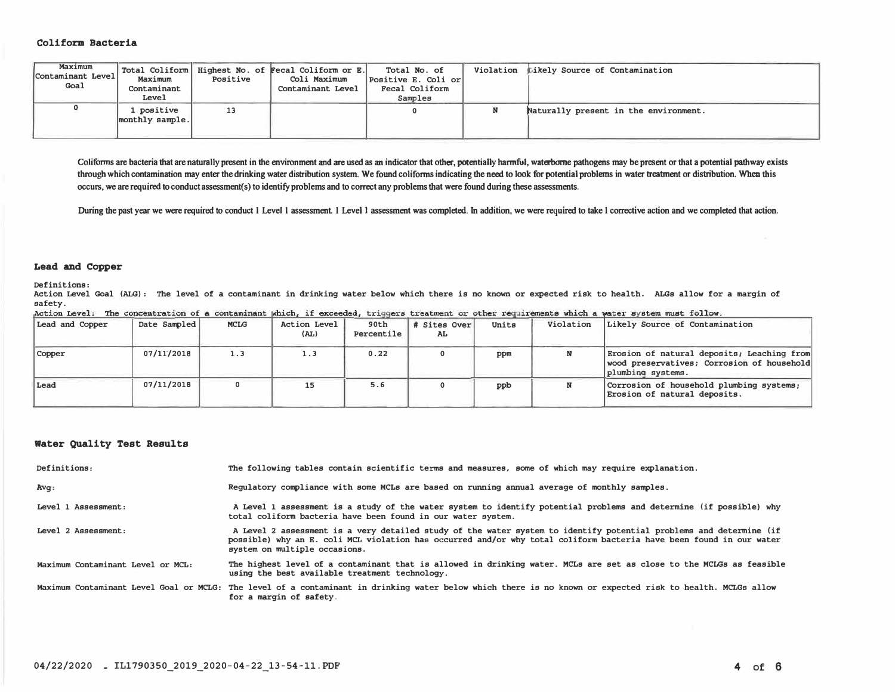## Coliform Bacteria

| Maximum Contaminant Level Goal | Total Coliform Maximum Contaminant Level | Highest No. of Positive | Fecal Coliform or E. Coli Maximum Contaminant Level | Total No. of Positive E. Coli or Fecal Coliform Samples | Violation | Likely Source of Contamination |
|---|---|---|---|---|---|---|
| 0 | 1 positive monthly sample. | 13 | | 0 | N | Naturally present in the environment. |

Coliforms are bacteria that are naturally present in the environment and are used as an indicator that other, potentially harmful, waterborne pathogens may be present or that a potential pathway exists through which contamination may enter the drinking water distribution system. We found coliforms indicating the need to look for potential problems in water treatment or distribution. When this occurs, we are required to conduct assessment(s) to identify problems and to correct any problems that were found during these assessments.

During the past year we were required to conduct 1 Level 1 assessment. 1 Level 1 assessment was completed. In addition, we were required to take 1 corrective action and we completed that action.

## Lead and Copper

Definitions:

Action Level Goal (ALG): The level of a contaminant in drinking water below which there is no known or expected risk to health. ALGs allow for a margin of safety.

Action Level: The concentration of a contaminant which, if exceeded, triggers treatment or other requirements which a water system must follow.

| Lead and Copper | Date Sampled | MCLG | Action Level (AL) | 90th Percentile | # Sites Over AL | Units | Violation | Likely Source of Contamination |
|---|---|---|---|---|---|---|---|---|
| Copper | 07/11/2018 | 1.3 | 1.3 | 0.22 | 0 | ppm | N | Erosion of natural deposits; Leaching from wood preservatives; Corrosion of household plumbing systems. |
| Lead | 07/11/2018 | 0 | 15 | 5.6 | 0 | ppb | N | Corrosion of household plumbing systems; Erosion of natural deposits. |

## Water Quality Test Results

| | |
|---|---|
| Definitions: | The following tables contain scientific terms and measures, some of which may require explanation. |
| Avg: | Regulatory compliance with some MCLs are based on running annual average of monthly samples. |
| Level 1 Assessment: | A Level 1 assessment is a study of the water system to identify potential problems and determine (if possible) why total coliform bacteria have been found in our water system. |
| Level 2 Assessment: | A Level 2 assessment is a very detailed study of the water system to identify potential problems and determine (if possible) why an E. coli MCL violation has occurred and/or why total coliform bacteria have been found in our water system on multiple occasions. |
| Maximum Contaminant Level or MCL: | The highest level of a contaminant that is allowed in drinking water. MCLs are set as close to the MCLGs as feasible using the best available treatment technology. |
| Maximum Contaminant Level Goal or MCLG: | The level of a contaminant in drinking water below which there is no known or expected risk to health. MCLGs allow for a margin of safety. |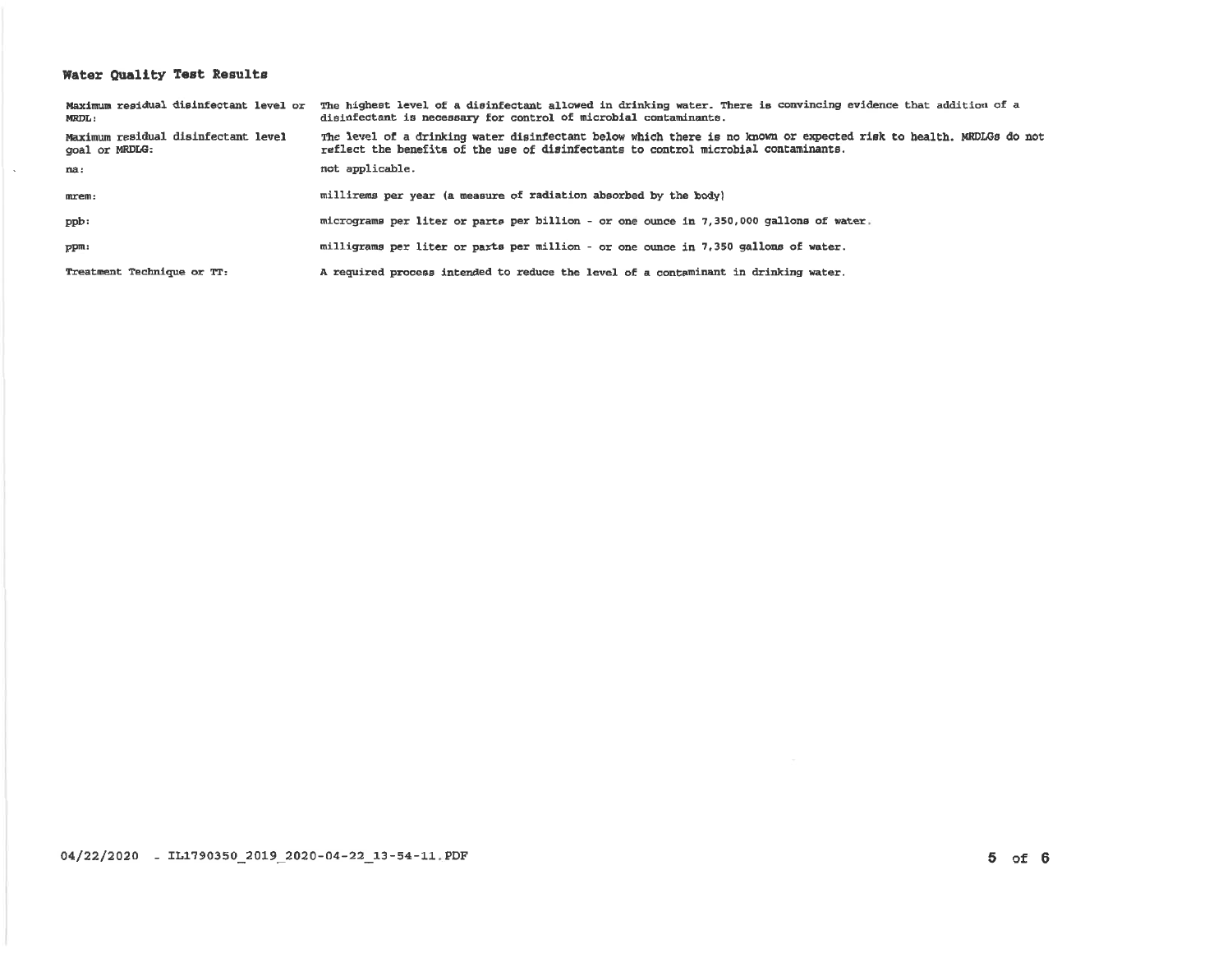## Water Quality Test Results

| | |
|---|---|
| Maximum residual disinfectant level or MRDL: | The highest level of a disinfectant allowed in drinking water. There is convincing evidence that addition of a disinfectant is necessary for control of microbial contaminants. |
| Maximum residual disinfectant level goal or MRDLG: | The level of a drinking water disinfectant below which there is no known or expected risk to health. MRDLGs do not reflect the benefits of the use of disinfectants to control microbial contaminants. |
| na: | not applicable. |
| mrem: | millirems per year (a measure of radiation absorbed by the body) |
| ppb: | micrograms per liter or parts per billion - or one ounce in 7,350,000 gallons of water. |
| ppm: | milligrams per liter or parts per million - or one ounce in 7,350 gallons of water. |
| Treatment Technique or TT: | A required process intended to reduce the level of a contaminant in drinking water. |

04/22/2020 - IL1790350_2019_2020-04-22_13-54-11.PDF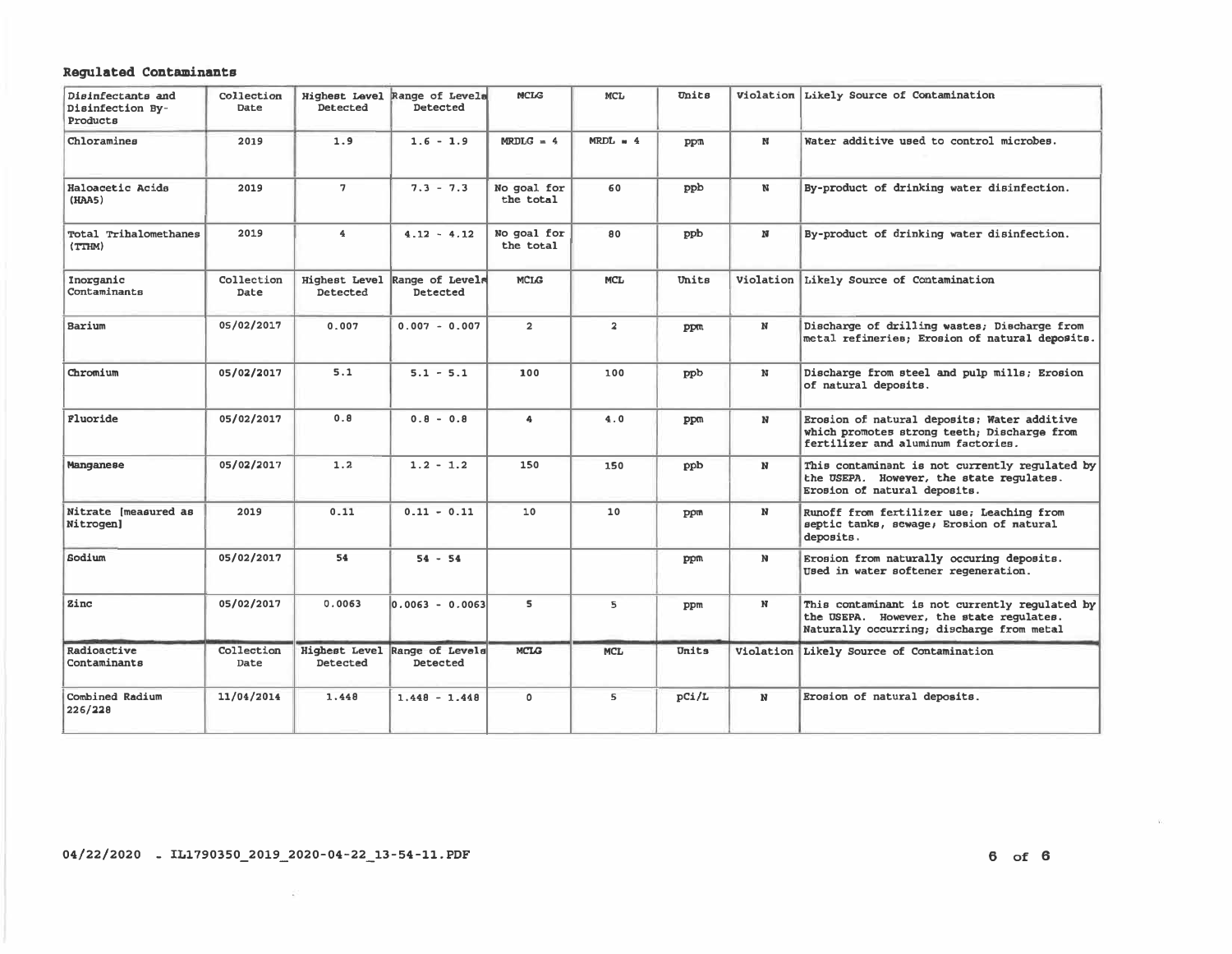## Regulated Contaminants

| Disinfectants and Disinfection By-Products | Collection Date | Highest Level Detected | Range of Levels Detected | MCLG | MCL | Units | Violation | Likely Source of Contamination |
|---|---|---|---|---|---|---|---|---|
| Chloramines | 2019 | 1.9 | 1.6 - 1.9 | MRDLG = 4 | MRDL = 4 | ppm | N | Water additive used to control microbes. |
| Haloacetic Acids (HAA5) | 2019 | 7 | 7.3 - 7.3 | No goal for the total | 60 | ppb | N | By-product of drinking water disinfection. |
| Total Trihalomethanes (TTHM) | 2019 | 4 | 4.12 - 4.12 | No goal for the total | 80 | ppb | N | By-product of drinking water disinfection. |
| **Inorganic Contaminants** | **Collection Date** | **Highest Level Detected** | **Range of Levels Detected** | **MCLG** | **MCL** | **Units** | **Violation** | **Likely Source of Contamination** |
| Barium | 05/02/2017 | 0.007 | 0.007 - 0.007 | 2 | 2 | ppm | N | Discharge of drilling wastes; Discharge from metal refineries; Erosion of natural deposits. |
| Chromium | 05/02/2017 | 5.1 | 5.1 - 5.1 | 100 | 100 | ppb | N | Discharge from steel and pulp mills; Erosion of natural deposits. |
| Fluoride | 05/02/2017 | 0.8 | 0.8 - 0.8 | 4 | 4.0 | ppm | N | Erosion of natural deposits; Water additive which promotes strong teeth; Discharge from fertilizer and aluminum factories. |
| Manganese | 05/02/2017 | 1.2 | 1.2 - 1.2 | 150 | 150 | ppb | N | This contaminant is not currently regulated by the USEPA. However, the state regulates. Erosion of natural deposits. |
| Nitrate [measured as Nitrogen] | 2019 | 0.11 | 0.11 - 0.11 | 10 | 10 | ppm | N | Runoff from fertilizer use; Leaching from septic tanks, sewage; Erosion of natural deposits. |
| Sodium | 05/02/2017 | 54 | 54 - 54 | | | ppm | N | Erosion from naturally occuring deposits. Used in water softener regeneration. |
| Zinc | 05/02/2017 | 0.0063 | 0.0063 - 0.0063 | 5 | 5 | ppm | N | This contaminant is not currently regulated by the USEPA. However, the state regulates. Naturally occurring; discharge from metal |
| **Radioactive Contaminants** | **Collection Date** | **Highest Level Detected** | **Range of Levels Detected** | **MCLG** | **MCL** | **Units** | **Violation** | **Likely Source of Contamination** |
| Combined Radium 226/228 | 11/04/2014 | 1.448 | 1.448 - 1.448 | 0 | 5 | pCi/L | N | Erosion of natural deposits. |

04/22/2020 - IL1790350_2019_2020-04-22_13-54-11.PDF